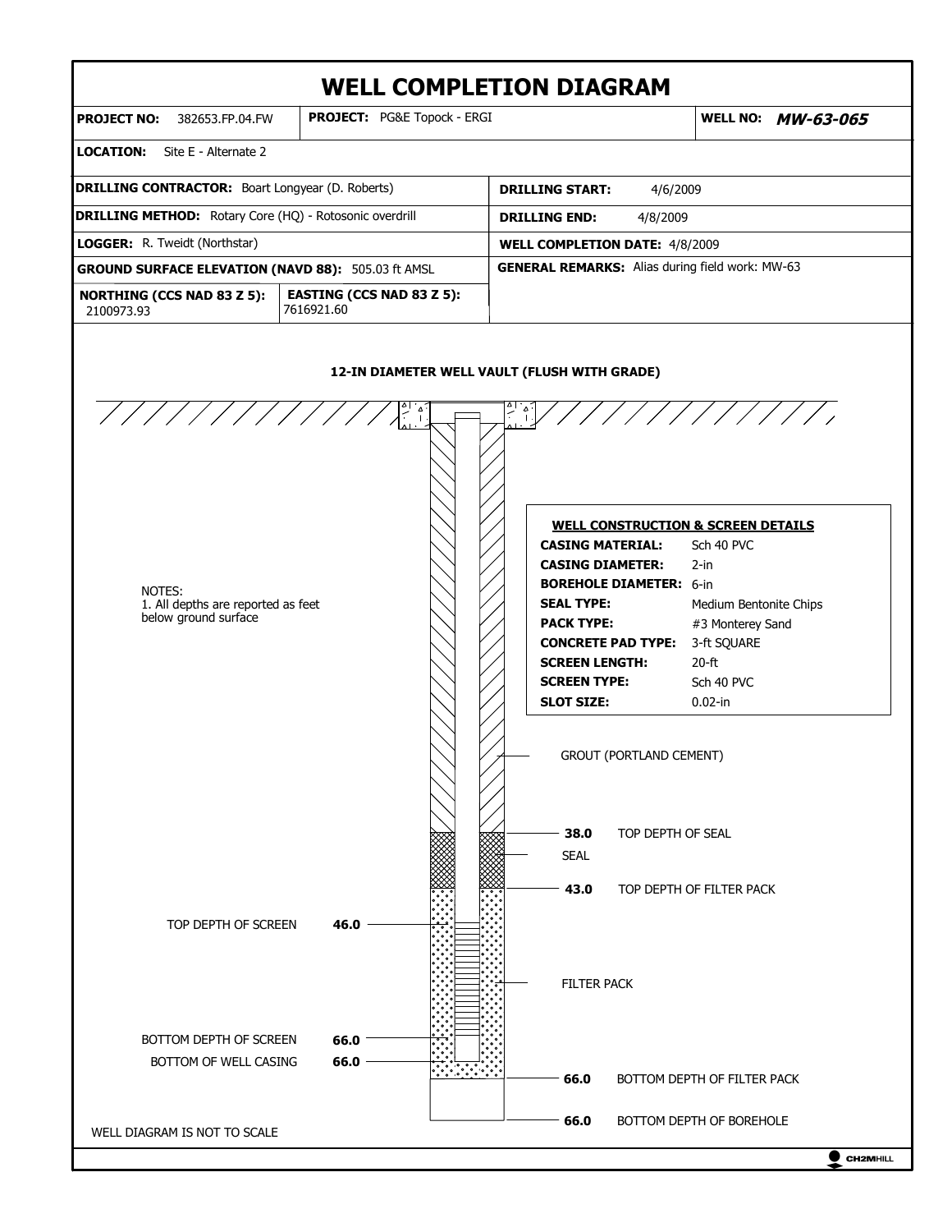# WELL COMPLETION DIAGRAM

| | | |
|---|---|---|
| **PROJECT NO:** 382653.FP.04.FW | **PROJECT:** PG&E Topock - ERGI | **WELL NO:** ***MW-63-065*** |

**LOCATION:** Site E - Alternate 2

| | |
|---|---|
| **DRILLING CONTRACTOR:** Boart Longyear (D. Roberts) | **DRILLING START:** 4/6/2009 |
| **DRILLING METHOD:** Rotary Core (HQ) - Rotosonic overdrill | **DRILLING END:** 4/8/2009 |
| **LOGGER:** R. Tweidt (Northstar) | **WELL COMPLETION DATE:** 4/8/2009 |
| **GROUND SURFACE ELEVATION (NAVD 88):** 505.03 ft AMSL | **GENERAL REMARKS:** Alias during field work: MW-63 |
| **NORTHING (CCS NAD 83 Z 5):** 2100973.93 / **EASTING (CCS NAD 83 Z 5):** 7616921.60 | |

**12-IN DIAMETER WELL VAULT (FLUSH WITH GRADE)**

NOTES:
1. All depths are reported as feet below ground surface

**WELL CONSTRUCTION & SCREEN DETAILS**

| | |
|---|---|
| **CASING MATERIAL:** | Sch 40 PVC |
| **CASING DIAMETER:** | 2-in |
| **BOREHOLE DIAMETER:** | 6-in |
| **SEAL TYPE:** | Medium Bentonite Chips |
| **PACK TYPE:** | #3 Monterey Sand |
| **CONCRETE PAD TYPE:** | 3-ft SQUARE |
| **SCREEN LENGTH:** | 20-ft |
| **SCREEN TYPE:** | Sch 40 PVC |
| **SLOT SIZE:** | 0.02-in |

GROUT (PORTLAND CEMENT)

**38.0** TOP DEPTH OF SEAL

SEAL

**43.0** TOP DEPTH OF FILTER PACK

TOP DEPTH OF SCREEN **46.0**

FILTER PACK

BOTTOM DEPTH OF SCREEN **66.0**

BOTTOM OF WELL CASING **66.0**

**66.0** BOTTOM DEPTH OF FILTER PACK

**66.0** BOTTOM DEPTH OF BOREHOLE

WELL DIAGRAM IS NOT TO SCALE

CH2MHILL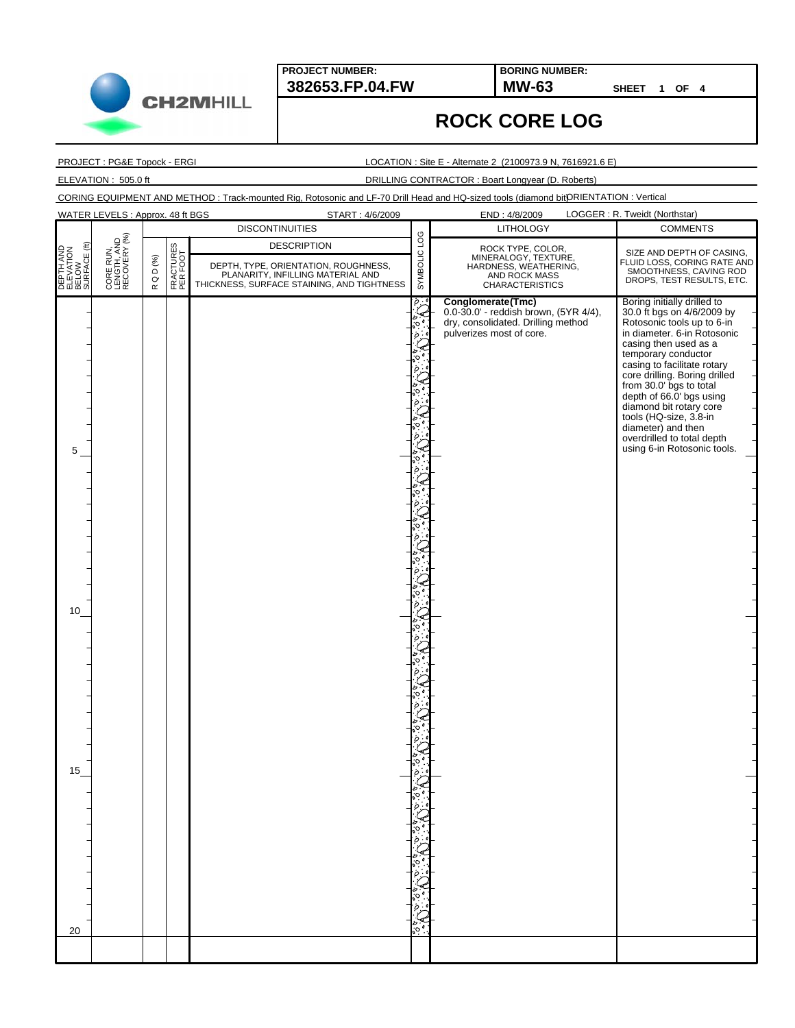**PROJECT NUMBER:** 382653.FP.04.FW

**BORING NUMBER:** MW-63

SHEET 1 OF 4

# ROCK CORE LOG

PROJECT : PG&E Topock - ERGI

LOCATION : Site E - Alternate 2 (2100973.9 N, 7616921.6 E)

ELEVATION : 505.0 ft

DRILLING CONTRACTOR : Boart Longyear (D. Roberts)

CORING EQUIPMENT AND METHOD : Track-mounted Rig, Rotosonic and LF-70 Drill Head and HQ-sized tools (diamond bit)

ORIENTATION : Vertical

WATER LEVELS : Approx. 48 ft BGS

START : 4/6/2009

END : 4/8/2009

LOGGER : R. Tweidt (Northstar)

| DEPTH AND ELEVATION BELOW SURFACE (ft) | CORE RUN, LENGTH, AND RECOVERY (%) | R Q D (%) | FRACTURES PER FOOT | DISCONTINUITIES DESCRIPTION: DEPTH, TYPE, ORIENTATION, ROUGHNESS, PLANARITY, INFILLING MATERIAL AND THICKNESS, SURFACE STAINING, AND TIGHTNESS | SYMBOLIC LOG | LITHOLOGY: ROCK TYPE, COLOR, MINERALOGY, TEXTURE, HARDNESS, WEATHERING, AND ROCK MASS CHARACTERISTICS | COMMENTS: SIZE AND DEPTH OF CASING, FLUID LOSS, CORING RATE AND SMOOTHNESS, CAVING ROD DROPS, TEST RESULTS, ETC. |
|---|---|---|---|---|---|---|---|
| 0–20 | | | | | Conglomerate | **Conglomerate(Tmc)** 0.0-30.0' - reddish brown, (5YR 4/4), dry, consolidated. Drilling method pulverizes most of core. | Boring initially drilled to 30.0 ft bgs on 4/6/2009 by Rotosonic tools up to 6-in in diameter. 6-in Rotosonic casing then used as a temporary conductor casing to facilitate rotary core drilling. Boring drilled from 30.0' bgs to total depth of 66.0' bgs using diamond bit rotary core tools (HQ-size, 3.8-in diameter) and then overdrilled to total depth using 6-in Rotosonic tools. |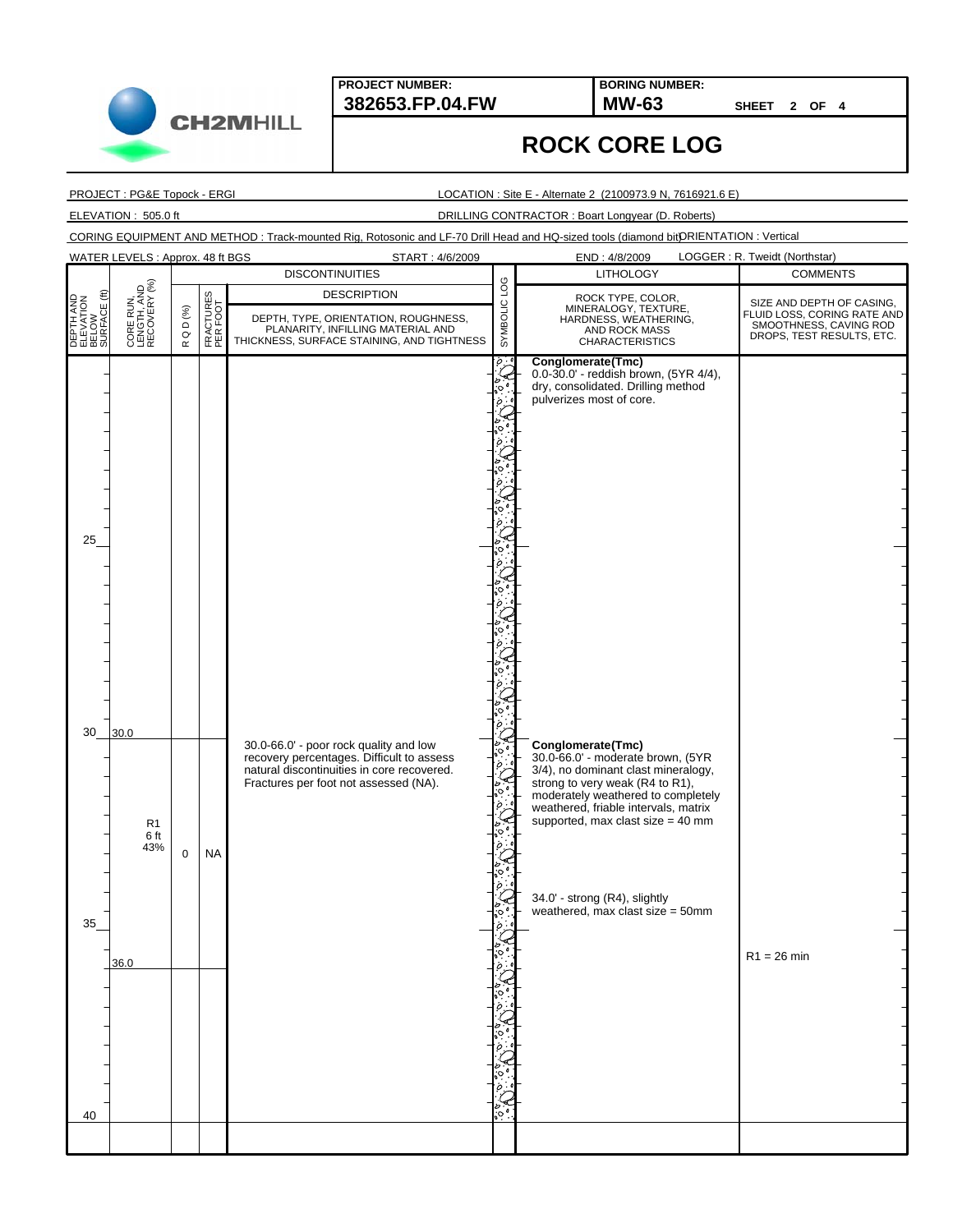**CH2MHILL**

**PROJECT NUMBER:** 382653.FP.04.FW

**BORING NUMBER:** MW-63

**SHEET** 2 **OF** 4

# ROCK CORE LOG

PROJECT : PG&E Topock - ERGI

LOCATION : Site E - Alternate 2 (2100973.9 N, 7616921.6 E)

ELEVATION : 505.0 ft

DRILLING CONTRACTOR : Boart Longyear (D. Roberts)

CORING EQUIPMENT AND METHOD : Track-mounted Rig, Rotosonic and LF-70 Drill Head and HQ-sized tools (diamond bit)

ORIENTATION : Vertical

WATER LEVELS : Approx. 48 ft BGS

START : 4/6/2009

END : 4/8/2009

LOGGER : R. Tweidt (Northstar)

| DEPTH AND ELEVATION BELOW SURFACE (ft) | CORE RUN, LENGTH, AND RECOVERY (%) | R Q D (%) | FRACTURES PER FOOT | DISCONTINUITIES DESCRIPTION: DEPTH, TYPE, ORIENTATION, ROUGHNESS, PLANARITY, INFILLING MATERIAL AND THICKNESS, SURFACE STAINING, AND TIGHTNESS | SYMBOLIC LOG | LITHOLOGY: ROCK TYPE, COLOR, MINERALOGY, TEXTURE, HARDNESS, WEATHERING, AND ROCK MASS CHARACTERISTICS | COMMENTS: SIZE AND DEPTH OF CASING, FLUID LOSS, CORING RATE AND SMOOTHNESS, CAVING ROD DROPS, TEST RESULTS, ETC. |
|---|---|---|---|---|---|---|---|
| 25 | | | | | | **Conglomerate(Tmc)** 0.0-30.0' - reddish brown, (5YR 4/4), dry, consolidated. Drilling method pulverizes most of core. | |
| 30 | 30.0 | | | | | | |
| | R1 6 ft 43% | 0 | NA | 30.0-66.0' - poor rock quality and low recovery percentages. Difficult to assess natural discontinuities in core recovered. Fractures per foot not assessed (NA). | | **Conglomerate(Tmc)** 30.0-66.0' - moderate brown, (5YR 3/4), no dominant clast mineralogy, strong to very weak (R4 to R1), moderately weathered to completely weathered, friable intervals, matrix supported, max clast size = 40 mm<br><br>34.0' - strong (R4), slightly weathered, max clast size = 50mm | |
| 35 | 36.0 | | | | | | R1 = 26 min |
| 40 | | | | | | | |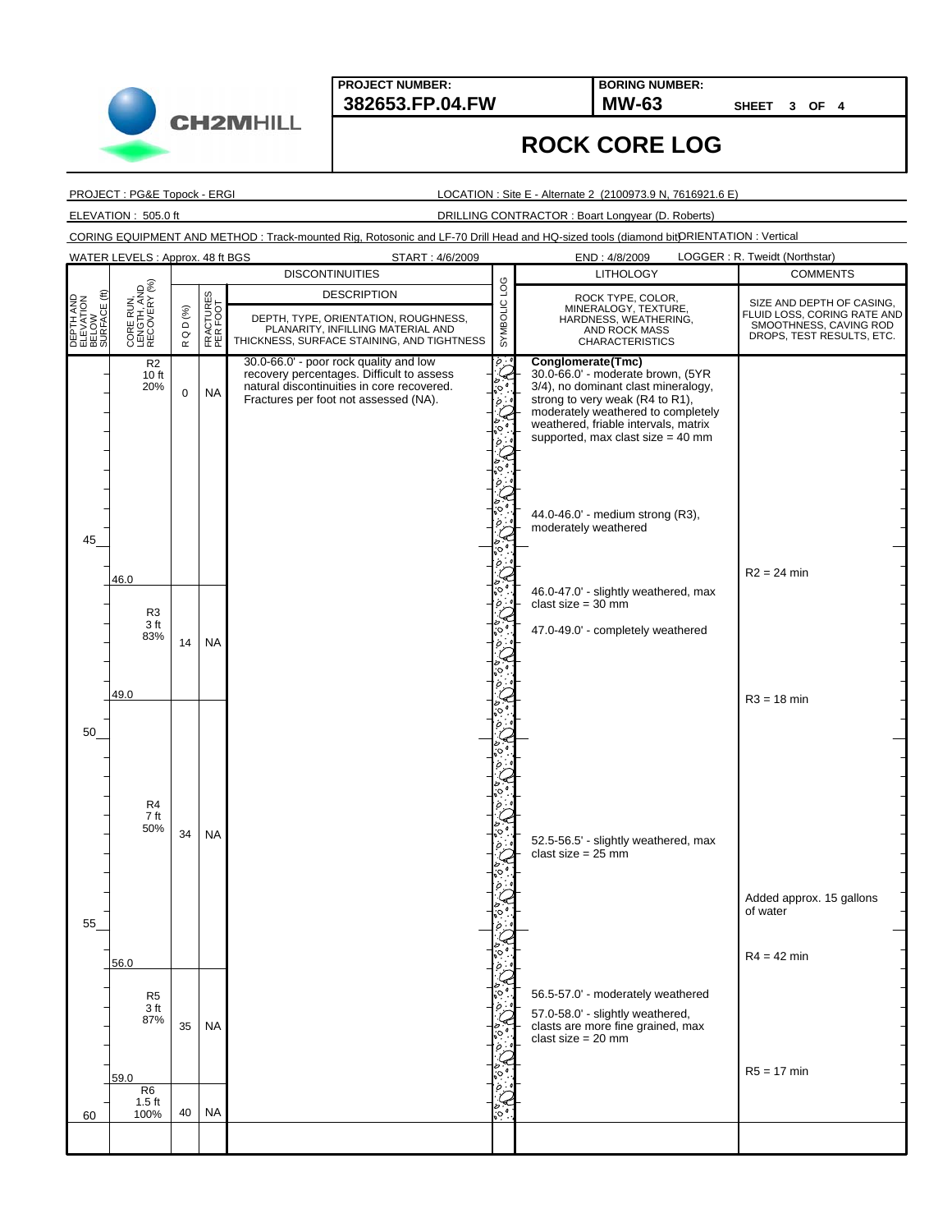**PROJECT NUMBER:** 382653.FP.04.FW

**BORING NUMBER:** MW-63

SHEET 3 OF 4

# ROCK CORE LOG

PROJECT : PG&E Topock - ERGI

LOCATION : Site E - Alternate 2 (2100973.9 N, 7616921.6 E)

ELEVATION : 505.0 ft

DRILLING CONTRACTOR : Boart Longyear (D. Roberts)

CORING EQUIPMENT AND METHOD : Track-mounted Rig, Rotosonic and LF-70 Drill Head and HQ-sized tools (diamond bit)

ORIENTATION : Vertical

WATER LEVELS : Approx. 48 ft BGS

START : 4/6/2009

END : 4/8/2009

LOGGER : R. Tweidt (Northstar)

| DEPTH AND ELEVATION BELOW SURFACE (ft) | CORE RUN, LENGTH, AND RECOVERY (%) | R Q D (%) | FRACTURES PER FOOT | DISCONTINUITIES DESCRIPTION: DEPTH, TYPE, ORIENTATION, ROUGHNESS, PLANARITY, INFILLING MATERIAL AND THICKNESS, SURFACE STAINING, AND TIGHTNESS | SYMBOLIC LOG | LITHOLOGY: ROCK TYPE, COLOR, MINERALOGY, TEXTURE, HARDNESS, WEATHERING, AND ROCK MASS CHARACTERISTICS | COMMENTS: SIZE AND DEPTH OF CASING, FLUID LOSS, CORING RATE AND SMOOTHNESS, CAVING ROD DROPS, TEST RESULTS, ETC. |
|---|---|---|---|---|---|---|---|
| | R2 10 ft 20% | 0 | NA | 30.0-66.0' - poor rock quality and low recovery percentages. Difficult to assess natural discontinuities in core recovered. Fractures per foot not assessed (NA). | | **Conglomerate(Tmc)** 30.0-66.0' - moderate brown, (5YR 3/4), no dominant clast mineralogy, strong to very weak (R4 to R1), moderately weathered to completely weathered, friable intervals, matrix supported, max clast size = 40 mm | |
| | | | | | | 44.0-46.0' - medium strong (R3), moderately weathered | |
| 45 | | | | | | | R2 = 24 min |
| 46.0 | R3 3 ft 83% | 14 | NA | | | 46.0-47.0' - slightly weathered, max clast size = 30 mm | |
| | | | | | | 47.0-49.0' - completely weathered | |
| 49.0 | | | | | | | R3 = 18 min |
| 50 | R4 7 ft 50% | 34 | NA | | | 52.5-56.5' - slightly weathered, max clast size = 25 mm | Added approx. 15 gallons of water |
| 55 | | | | | | | R4 = 42 min |
| 56.0 | R5 3 ft 87% | 35 | NA | | | 56.5-57.0' - moderately weathered | |
| | | | | | | 57.0-58.0' - slightly weathered, clasts are more fine grained, max clast size = 20 mm | R5 = 17 min |
| 59.0 | R6 1.5 ft 100% | 40 | NA | | | | |
| 60 | | | | | | | |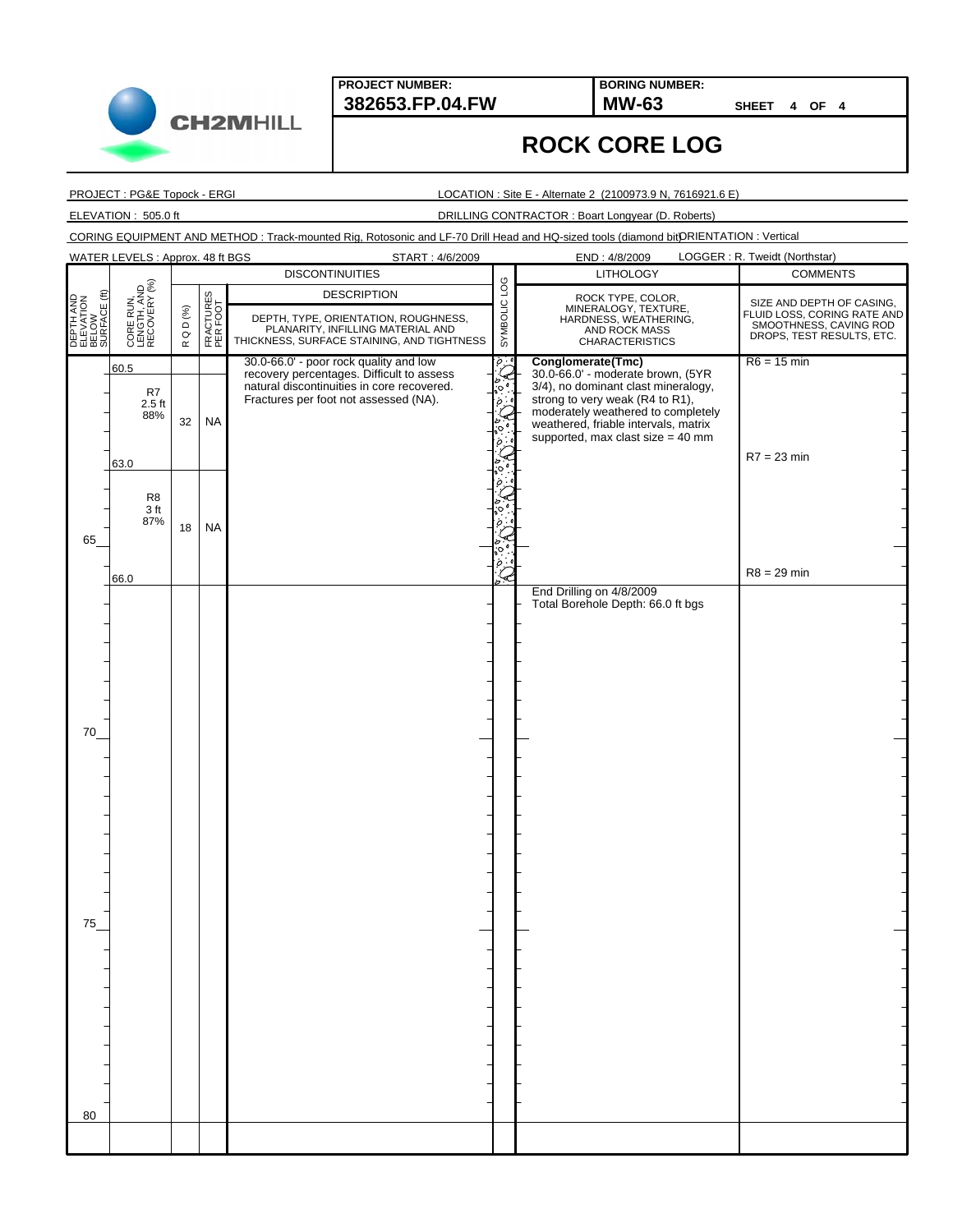**PROJECT NUMBER:** 382653.FP.04.FW

**BORING NUMBER:** MW-63

SHEET 4 OF 4

# ROCK CORE LOG

PROJECT : PG&E Topock - ERGI

LOCATION : Site E - Alternate 2 (2100973.9 N, 7616921.6 E)

ELEVATION : 505.0 ft

DRILLING CONTRACTOR : Boart Longyear (D. Roberts)

CORING EQUIPMENT AND METHOD : Track-mounted Rig, Rotosonic and LF-70 Drill Head and HQ-sized tools (diamond bit)

ORIENTATION : Vertical

WATER LEVELS : Approx. 48 ft BGS

START : 4/6/2009

END : 4/8/2009

LOGGER : R. Tweidt (Northstar)

| DEPTH AND ELEVATION BELOW SURFACE (ft) | CORE RUN, LENGTH, AND RECOVERY (%) | R Q D (%) | FRACTURES PER FOOT | DISCONTINUITIES — DESCRIPTION: DEPTH, TYPE, ORIENTATION, ROUGHNESS, PLANARITY, INFILLING MATERIAL AND THICKNESS, SURFACE STAINING, AND TIGHTNESS | SYMBOLIC LOG | LITHOLOGY — ROCK TYPE, COLOR, MINERALOGY, TEXTURE, HARDNESS, WEATHERING, AND ROCK MASS CHARACTERISTICS | COMMENTS — SIZE AND DEPTH OF CASING, FLUID LOSS, CORING RATE AND SMOOTHNESS, CAVING ROD DROPS, TEST RESULTS, ETC. |
|---|---|---|---|---|---|---|---|
| | 60.5 | | | 30.0-66.0' - poor rock quality and low recovery percentages. Difficult to assess natural discontinuities in core recovered. Fractures per foot not assessed (NA). | | **Conglomerate(Tmc)** 30.0-66.0' - moderate brown, (5YR 3/4), no dominant clast mineralogy, strong to very weak (R4 to R1), moderately weathered to completely weathered, friable intervals, matrix supported, max clast size = 40 mm | R6 = 15 min |
| | R7 2.5 ft 88% | 32 | NA | | | | |
| | 63.0 | | | | | | R7 = 23 min |
| 65 | R8 3 ft 87% | 18 | NA | | | | |
| | 66.0 | | | | | | R8 = 29 min |
| | | | | | | End Drilling on 4/8/2009 Total Borehole Depth: 66.0 ft bgs | |
| 70 | | | | | | | |
| 75 | | | | | | | |
| 80 | | | | | | | |